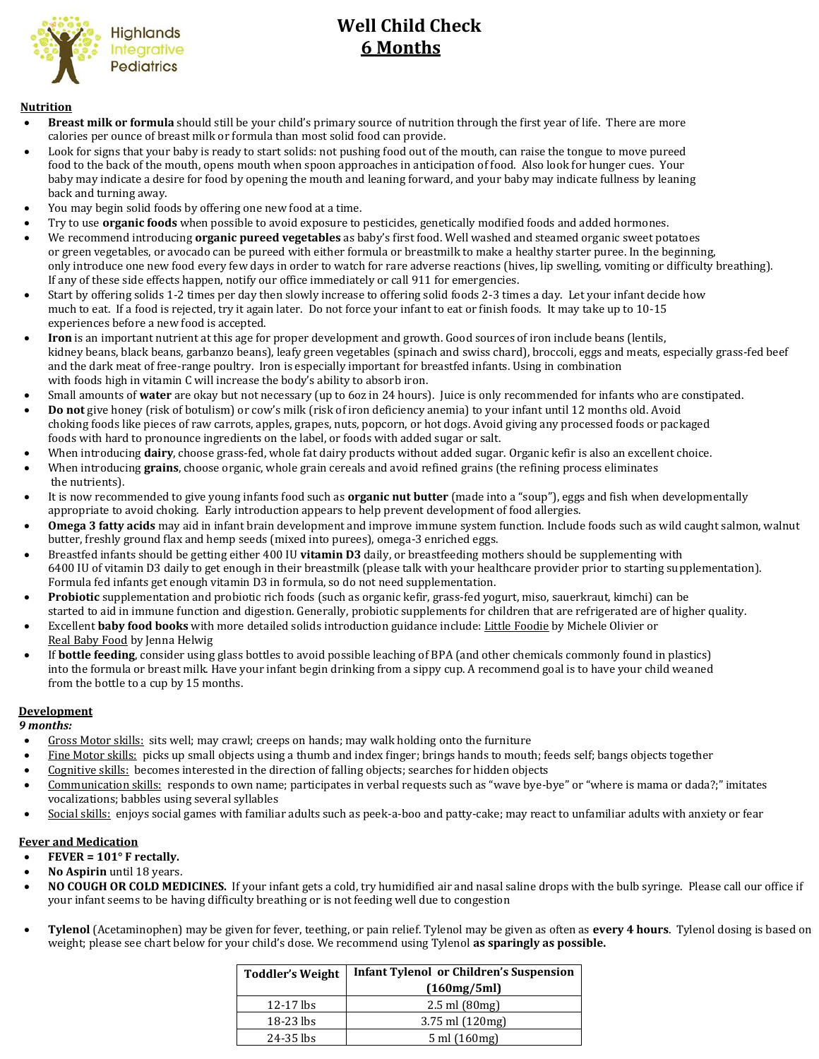Highlands Integrative Pediatrics

# Well Child Check
# 6 Months

## Nutrition

- **Breast milk or formula** should still be your child's primary source of nutrition through the first year of life. There are more calories per ounce of breast milk or formula than most solid food can provide.
- Look for signs that your baby is ready to start solids: not pushing food out of the mouth, can raise the tongue to move pureed food to the back of the mouth, opens mouth when spoon approaches in anticipation of food. Also look for hunger cues. Your baby may indicate a desire for food by opening the mouth and leaning forward, and your baby may indicate fullness by leaning back and turning away.
- You may begin solid foods by offering one new food at a time.
- Try to use **organic foods** when possible to avoid exposure to pesticides, genetically modified foods and added hormones.
- We recommend introducing **organic pureed vegetables** as baby's first food. Well washed and steamed organic sweet potatoes or green vegetables, or avocado can be pureed with either formula or breastmilk to make a healthy starter puree. In the beginning, only introduce one new food every few days in order to watch for rare adverse reactions (hives, lip swelling, vomiting or difficulty breathing). If any of these side effects happen, notify our office immediately or call 911 for emergencies.
- Start by offering solids 1-2 times per day then slowly increase to offering solid foods 2-3 times a day. Let your infant decide how much to eat. If a food is rejected, try it again later. Do not force your infant to eat or finish foods. It may take up to 10-15 experiences before a new food is accepted.
- **Iron** is an important nutrient at this age for proper development and growth. Good sources of iron include beans (lentils, kidney beans, black beans, garbanzo beans), leafy green vegetables (spinach and swiss chard), broccoli, eggs and meats, especially grass-fed beef and the dark meat of free-range poultry. Iron is especially important for breastfed infants. Using in combination with foods high in vitamin C will increase the body's ability to absorb iron.
- Small amounts of **water** are okay but not necessary (up to 6oz in 24 hours). Juice is only recommended for infants who are constipated.
- **Do not** give honey (risk of botulism) or cow's milk (risk of iron deficiency anemia) to your infant until 12 months old. Avoid choking foods like pieces of raw carrots, apples, grapes, nuts, popcorn, or hot dogs. Avoid giving any processed foods or packaged foods with hard to pronounce ingredients on the label, or foods with added sugar or salt.
- When introducing **dairy**, choose grass-fed, whole fat dairy products without added sugar. Organic kefir is also an excellent choice.
- When introducing **grains**, choose organic, whole grain cereals and avoid refined grains (the refining process eliminates the nutrients).
- It is now recommended to give young infants food such as **organic nut butter** (made into a "soup"), eggs and fish when developmentally appropriate to avoid choking. Early introduction appears to help prevent development of food allergies.
- **Omega 3 fatty acids** may aid in infant brain development and improve immune system function. Include foods such as wild caught salmon, walnut butter, freshly ground flax and hemp seeds (mixed into purees), omega-3 enriched eggs.
- Breastfed infants should be getting either 400 IU **vitamin D3** daily, or breastfeeding mothers should be supplementing with 6400 IU of vitamin D3 daily to get enough in their breastmilk (please talk with your healthcare provider prior to starting supplementation). Formula fed infants get enough vitamin D3 in formula, so do not need supplementation.
- **Probiotic** supplementation and probiotic rich foods (such as organic kefir, grass-fed yogurt, miso, sauerkraut, kimchi) can be started to aid in immune function and digestion. Generally, probiotic supplements for children that are refrigerated are of higher quality.
- Excellent **baby food books** with more detailed solids introduction guidance include: Little Foodie by Michele Olivier or Real Baby Food by Jenna Helwig
- If **bottle feeding**, consider using glass bottles to avoid possible leaching of BPA (and other chemicals commonly found in plastics) into the formula or breast milk. Have your infant begin drinking from a sippy cup. A recommend goal is to have your child weaned from the bottle to a cup by 15 months.

## Development

*9 months:*

- Gross Motor skills: sits well; may crawl; creeps on hands; may walk holding onto the furniture
- Fine Motor skills: picks up small objects using a thumb and index finger; brings hands to mouth; feeds self; bangs objects together
- Cognitive skills: becomes interested in the direction of falling objects; searches for hidden objects
- Communication skills: responds to own name; participates in verbal requests such as "wave bye-bye" or "where is mama or dada?;" imitates vocalizations; babbles using several syllables
- Social skills: enjoys social games with familiar adults such as peek-a-boo and patty-cake; may react to unfamiliar adults with anxiety or fear

## Fever and Medication

- **FEVER = 101° F rectally.**
- **No Aspirin** until 18 years.
- **NO COUGH OR COLD MEDICINES.** If your infant gets a cold, try humidified air and nasal saline drops with the bulb syringe. Please call our office if your infant seems to be having difficulty breathing or is not feeding well due to congestion
- **Tylenol** (Acetaminophen) may be given for fever, teething, or pain relief. Tylenol may be given as often as **every 4 hours**. Tylenol dosing is based on weight; please see chart below for your child's dose. We recommend using Tylenol **as sparingly as possible.**

| Toddler's Weight | Infant Tylenol or Children's Suspension (160mg/5ml) |
|---|---|
| 12-17 lbs | 2.5 ml (80mg) |
| 18-23 lbs | 3.75 ml (120mg) |
| 24-35 lbs | 5 ml (160mg) |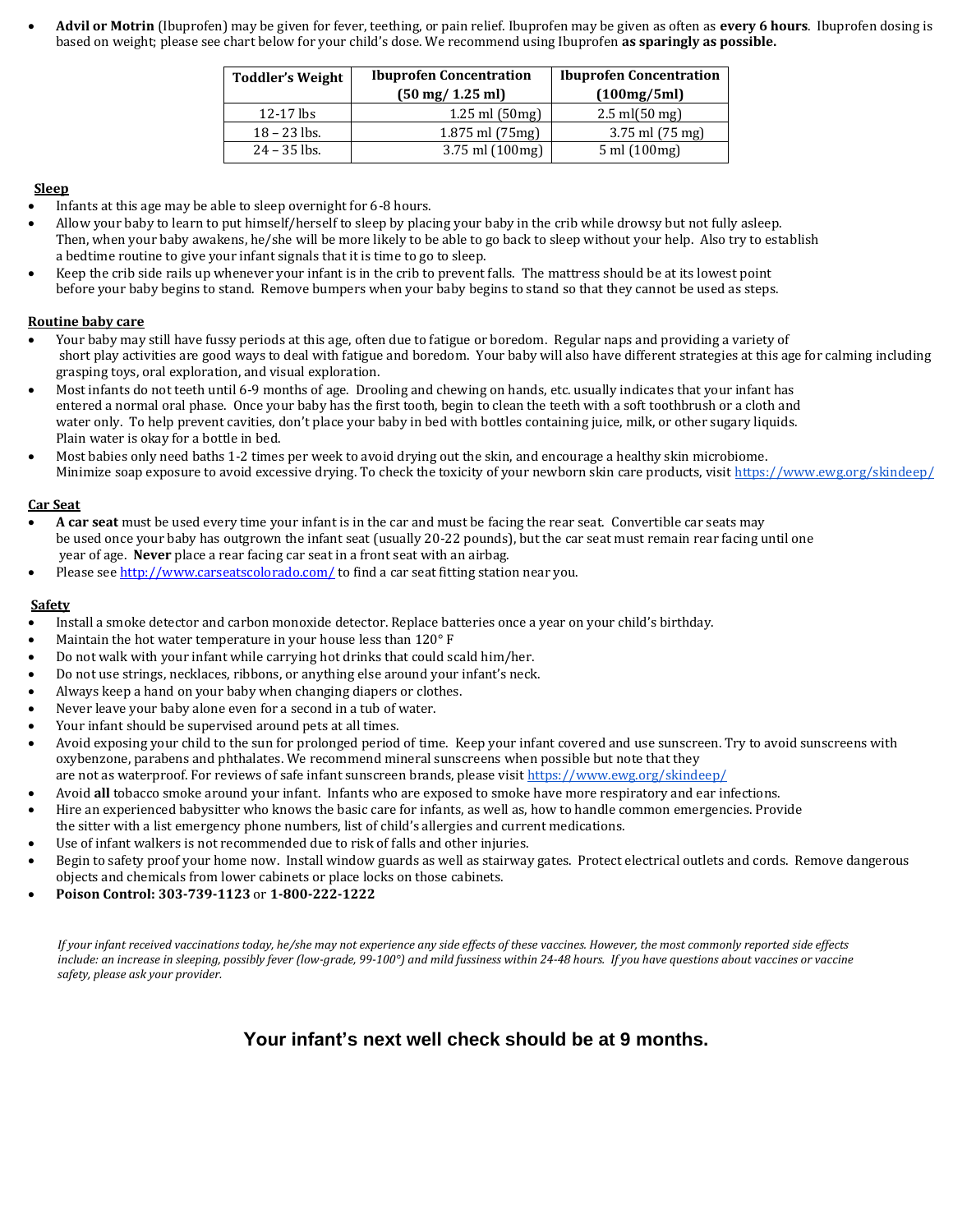- **Advil or Motrin** (Ibuprofen) may be given for fever, teething, or pain relief. Ibuprofen may be given as often as **every 6 hours**. Ibuprofen dosing is based on weight; please see chart below for your child's dose. We recommend using Ibuprofen **as sparingly as possible.**

| Toddler's Weight | Ibuprofen Concentration (50 mg/ 1.25 ml) | Ibuprofen Concentration (100mg/5ml) |
|---|---|---|
| 12-17 lbs | 1.25 ml (50mg) | 2.5 ml(50 mg) |
| 18 – 23 lbs. | 1.875 ml (75mg) | 3.75 ml (75 mg) |
| 24 – 35 lbs. | 3.75 ml (100mg) | 5 ml (100mg) |

**Sleep**

- Infants at this age may be able to sleep overnight for 6-8 hours.
- Allow your baby to learn to put himself/herself to sleep by placing your baby in the crib while drowsy but not fully asleep. Then, when your baby awakens, he/she will be more likely to be able to go back to sleep without your help. Also try to establish a bedtime routine to give your infant signals that it is time to go to sleep.
- Keep the crib side rails up whenever your infant is in the crib to prevent falls. The mattress should be at its lowest point before your baby begins to stand. Remove bumpers when your baby begins to stand so that they cannot be used as steps.

**Routine baby care**

- Your baby may still have fussy periods at this age, often due to fatigue or boredom. Regular naps and providing a variety of short play activities are good ways to deal with fatigue and boredom. Your baby will also have different strategies at this age for calming including grasping toys, oral exploration, and visual exploration.
- Most infants do not teeth until 6-9 months of age. Drooling and chewing on hands, etc. usually indicates that your infant has entered a normal oral phase. Once your baby has the first tooth, begin to clean the teeth with a soft toothbrush or a cloth and water only. To help prevent cavities, don't place your baby in bed with bottles containing juice, milk, or other sugary liquids. Plain water is okay for a bottle in bed.
- Most babies only need baths 1-2 times per week to avoid drying out the skin, and encourage a healthy skin microbiome. Minimize soap exposure to avoid excessive drying. To check the toxicity of your newborn skin care products, visit https://www.ewg.org/skindeep/

**Car Seat**

- **A car seat** must be used every time your infant is in the car and must be facing the rear seat. Convertible car seats may be used once your baby has outgrown the infant seat (usually 20-22 pounds), but the car seat must remain rear facing until one year of age. **Never** place a rear facing car seat in a front seat with an airbag.
- Please see http://www.carseatscolorado.com/ to find a car seat fitting station near you.

**Safety**

- Install a smoke detector and carbon monoxide detector. Replace batteries once a year on your child's birthday.
- Maintain the hot water temperature in your house less than 120° F
- Do not walk with your infant while carrying hot drinks that could scald him/her.
- Do not use strings, necklaces, ribbons, or anything else around your infant's neck.
- Always keep a hand on your baby when changing diapers or clothes.
- Never leave your baby alone even for a second in a tub of water.
- Your infant should be supervised around pets at all times.
- Avoid exposing your child to the sun for prolonged period of time. Keep your infant covered and use sunscreen. Try to avoid sunscreens with oxybenzone, parabens and phthalates. We recommend mineral sunscreens when possible but note that they are not as waterproof. For reviews of safe infant sunscreen brands, please visit https://www.ewg.org/skindeep/
- Avoid **all** tobacco smoke around your infant. Infants who are exposed to smoke have more respiratory and ear infections.
- Hire an experienced babysitter who knows the basic care for infants, as well as, how to handle common emergencies. Provide the sitter with a list emergency phone numbers, list of child's allergies and current medications.
- Use of infant walkers is not recommended due to risk of falls and other injuries.
- Begin to safety proof your home now. Install window guards as well as stairway gates. Protect electrical outlets and cords. Remove dangerous objects and chemicals from lower cabinets or place locks on those cabinets.
- **Poison Control: 303-739-1123** or **1-800-222-1222**

*If your infant received vaccinations today, he/she may not experience any side effects of these vaccines. However, the most commonly reported side effects include: an increase in sleeping, possibly fever (low-grade, 99-100°) and mild fussiness within 24-48 hours. If you have questions about vaccines or vaccine safety, please ask your provider.*

**Your infant's next well check should be at 9 months.**